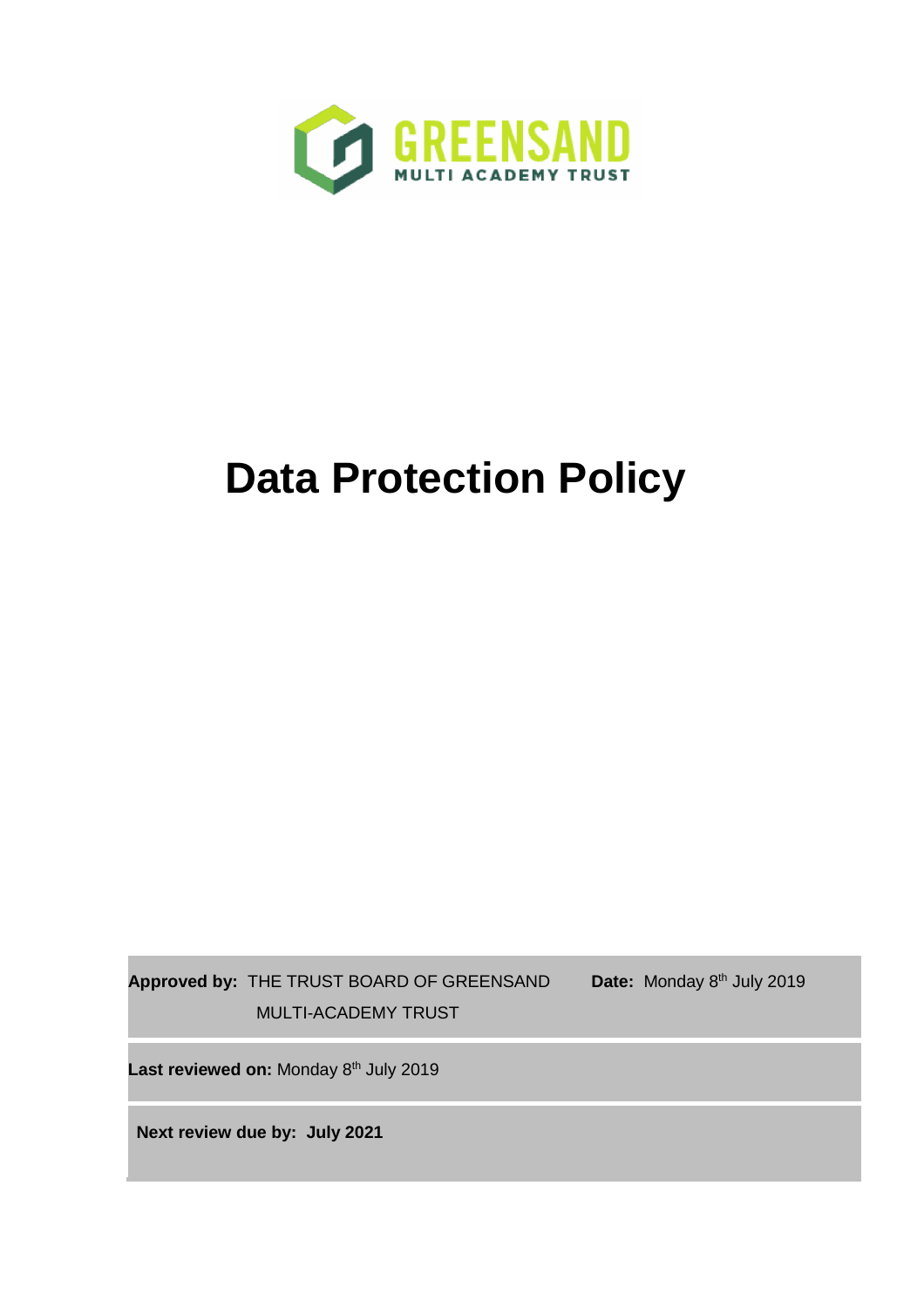GREENSAND

MULTI ACADEMY TRUST

# Data Protection Policy

| | |
|---|---|
| **Approved by:** THE TRUST BOARD OF GREENSAND MULTI-ACADEMY TRUST | **Date:** Monday 8th July 2019 |
| **Last reviewed on:** Monday 8th July 2019 | |
| **Next review due by: July 2021** | |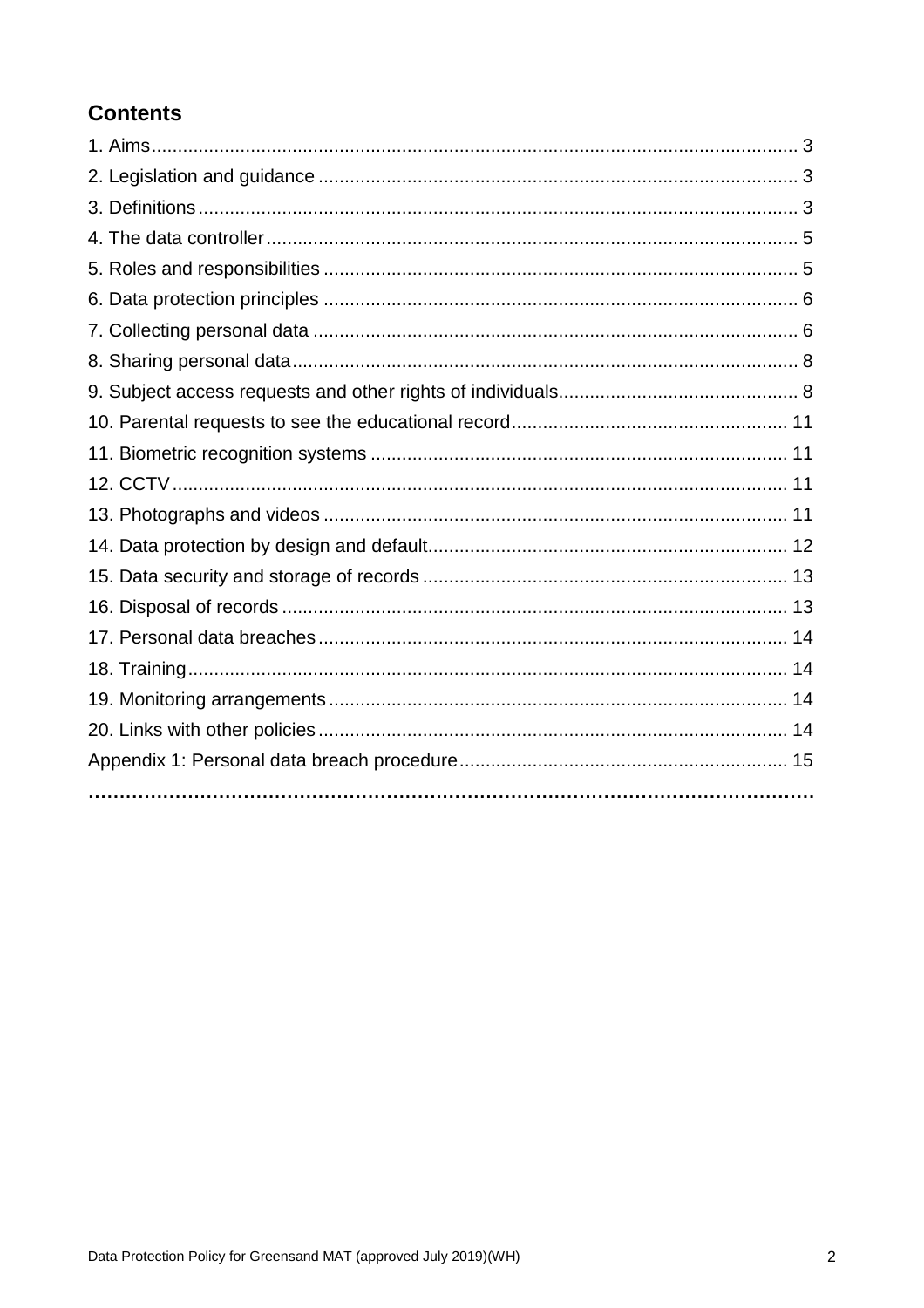## Contents

1. Aims ........ 3
2. Legislation and guidance ........ 3
3. Definitions ........ 3
4. The data controller ........ 5
5. Roles and responsibilities ........ 5
6. Data protection principles ........ 6
7. Collecting personal data ........ 6
8. Sharing personal data ........ 8
9. Subject access requests and other rights of individuals ........ 8
10. Parental requests to see the educational record ........ 11
11. Biometric recognition systems ........ 11
12. CCTV ........ 11
13. Photographs and videos ........ 11
14. Data protection by design and default ........ 12
15. Data security and storage of records ........ 13
16. Disposal of records ........ 13
17. Personal data breaches ........ 14
18. Training ........ 14
19. Monitoring arrangements ........ 14
20. Links with other policies ........ 14

Appendix 1: Personal data breach procedure ........ 15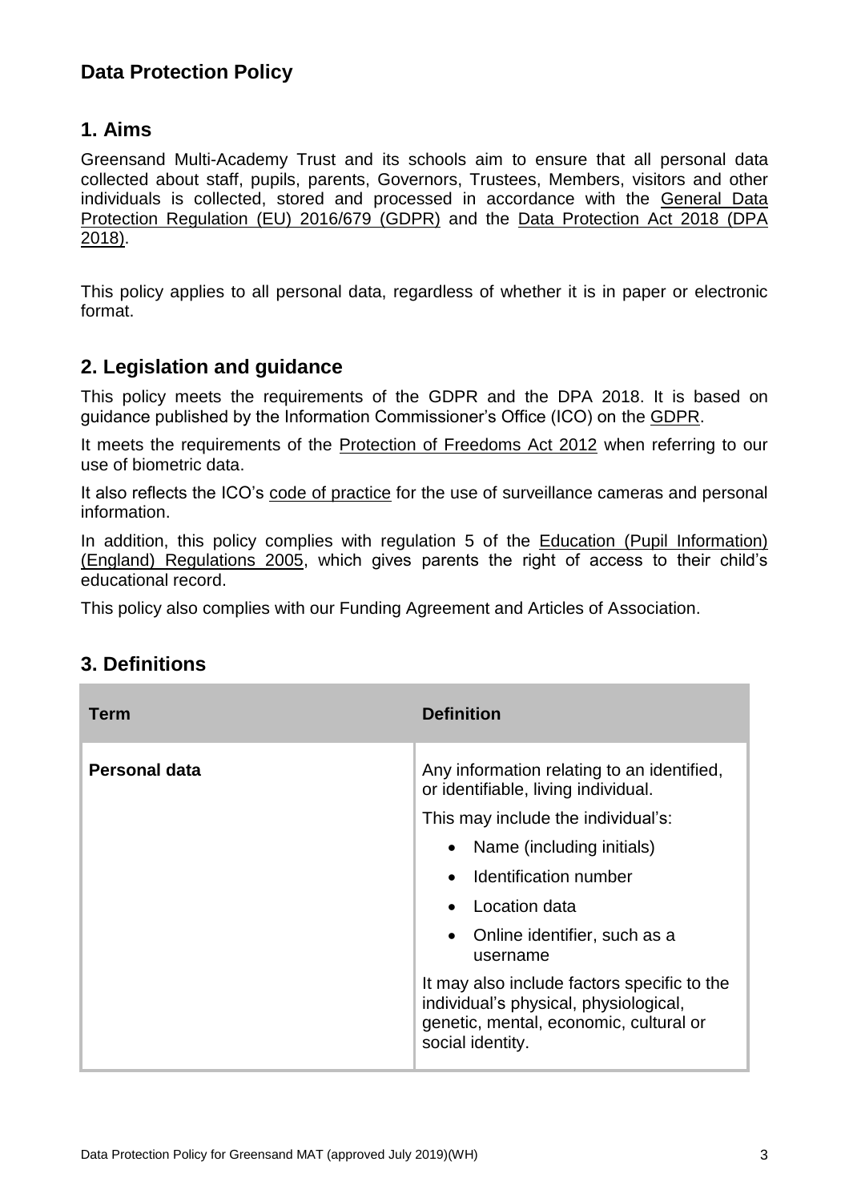## Data Protection Policy

## 1. Aims

Greensand Multi-Academy Trust and its schools aim to ensure that all personal data collected about staff, pupils, parents, Governors, Trustees, Members, visitors and other individuals is collected, stored and processed in accordance with the General Data Protection Regulation (EU) 2016/679 (GDPR) and the Data Protection Act 2018 (DPA 2018).

This policy applies to all personal data, regardless of whether it is in paper or electronic format.

## 2. Legislation and guidance

This policy meets the requirements of the GDPR and the DPA 2018. It is based on guidance published by the Information Commissioner's Office (ICO) on the GDPR.

It meets the requirements of the Protection of Freedoms Act 2012 when referring to our use of biometric data.

It also reflects the ICO's code of practice for the use of surveillance cameras and personal information.

In addition, this policy complies with regulation 5 of the Education (Pupil Information) (England) Regulations 2005, which gives parents the right of access to their child's educational record.

This policy also complies with our Funding Agreement and Articles of Association.

## 3. Definitions

| Term | Definition |
| --- | --- |
| **Personal data** | Any information relating to an identified, or identifiable, living individual.<br><br>This may include the individual's:<br>• Name (including initials)<br>• Identification number<br>• Location data<br>• Online identifier, such as a username<br><br>It may also include factors specific to the individual's physical, physiological, genetic, mental, economic, cultural or social identity. |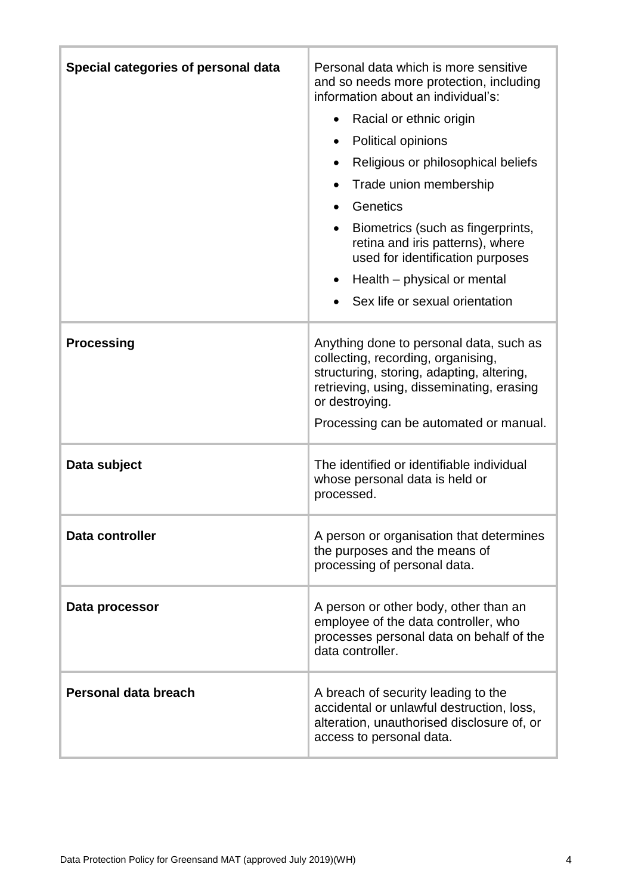| Term | Definition |
| --- | --- |
| **Special categories of personal data** | Personal data which is more sensitive and so needs more protection, including information about an individual's:<br>• Racial or ethnic origin<br>• Political opinions<br>• Religious or philosophical beliefs<br>• Trade union membership<br>• Genetics<br>• Biometrics (such as fingerprints, retina and iris patterns), where used for identification purposes<br>• Health – physical or mental<br>• Sex life or sexual orientation |
| **Processing** | Anything done to personal data, such as collecting, recording, organising, structuring, storing, adapting, altering, retrieving, using, disseminating, erasing or destroying.<br>Processing can be automated or manual. |
| **Data subject** | The identified or identifiable individual whose personal data is held or processed. |
| **Data controller** | A person or organisation that determines the purposes and the means of processing of personal data. |
| **Data processor** | A person or other body, other than an employee of the data controller, who processes personal data on behalf of the data controller. |
| **Personal data breach** | A breach of security leading to the accidental or unlawful destruction, loss, alteration, unauthorised disclosure of, or access to personal data. |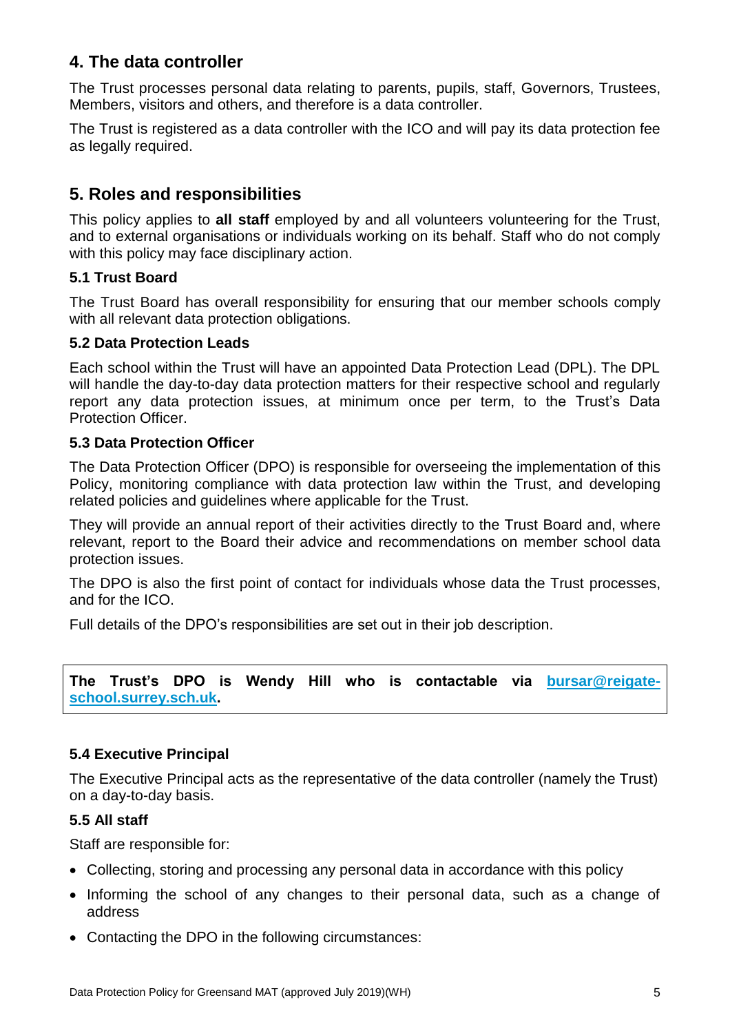## 4. The data controller

The Trust processes personal data relating to parents, pupils, staff, Governors, Trustees, Members, visitors and others, and therefore is a data controller.

The Trust is registered as a data controller with the ICO and will pay its data protection fee as legally required.

## 5. Roles and responsibilities

This policy applies to **all staff** employed by and all volunteers volunteering for the Trust, and to external organisations or individuals working on its behalf. Staff who do not comply with this policy may face disciplinary action.

### 5.1 Trust Board

The Trust Board has overall responsibility for ensuring that our member schools comply with all relevant data protection obligations.

### 5.2 Data Protection Leads

Each school within the Trust will have an appointed Data Protection Lead (DPL). The DPL will handle the day-to-day data protection matters for their respective school and regularly report any data protection issues, at minimum once per term, to the Trust's Data Protection Officer.

### 5.3 Data Protection Officer

The Data Protection Officer (DPO) is responsible for overseeing the implementation of this Policy, monitoring compliance with data protection law within the Trust, and developing related policies and guidelines where applicable for the Trust.

They will provide an annual report of their activities directly to the Trust Board and, where relevant, report to the Board their advice and recommendations on member school data protection issues.

The DPO is also the first point of contact for individuals whose data the Trust processes, and for the ICO.

Full details of the DPO's responsibilities are set out in their job description.

**The Trust's DPO is Wendy Hill who is contactable via [bursar@reigate-school.surrey.sch.uk](mailto:bursar@reigate-school.surrey.sch.uk).**

### 5.4 Executive Principal

The Executive Principal acts as the representative of the data controller (namely the Trust) on a day-to-day basis.

### 5.5 All staff

Staff are responsible for:

- Collecting, storing and processing any personal data in accordance with this policy
- Informing the school of any changes to their personal data, such as a change of address
- Contacting the DPO in the following circumstances: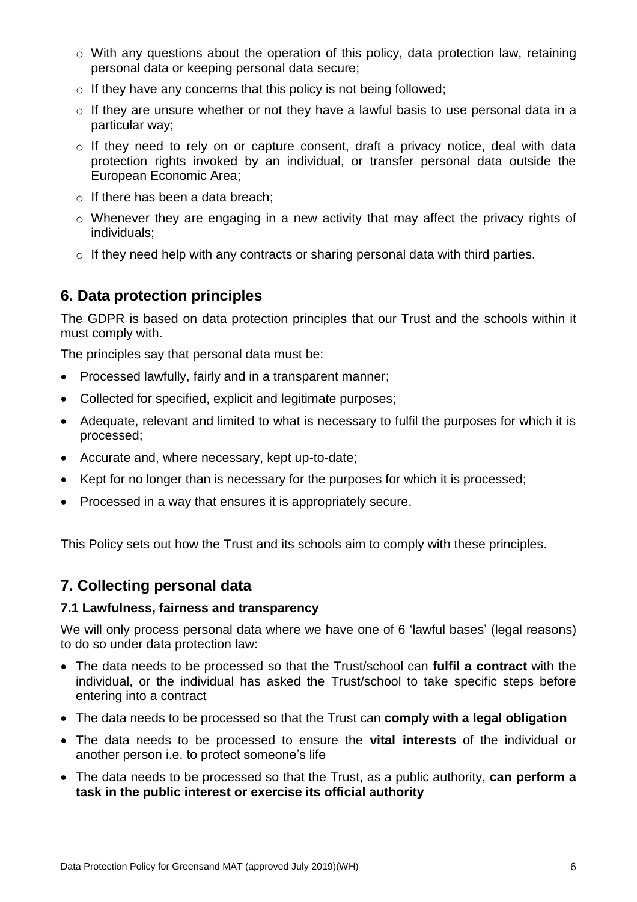- With any questions about the operation of this policy, data protection law, retaining personal data or keeping personal data secure;
- If they have any concerns that this policy is not being followed;
- If they are unsure whether or not they have a lawful basis to use personal data in a particular way;
- If they need to rely on or capture consent, draft a privacy notice, deal with data protection rights invoked by an individual, or transfer personal data outside the European Economic Area;
- If there has been a data breach;
- Whenever they are engaging in a new activity that may affect the privacy rights of individuals;
- If they need help with any contracts or sharing personal data with third parties.

## 6. Data protection principles

The GDPR is based on data protection principles that our Trust and the schools within it must comply with.

The principles say that personal data must be:

- Processed lawfully, fairly and in a transparent manner;
- Collected for specified, explicit and legitimate purposes;
- Adequate, relevant and limited to what is necessary to fulfil the purposes for which it is processed;
- Accurate and, where necessary, kept up-to-date;
- Kept for no longer than is necessary for the purposes for which it is processed;
- Processed in a way that ensures it is appropriately secure.

This Policy sets out how the Trust and its schools aim to comply with these principles.

## 7. Collecting personal data

### 7.1 Lawfulness, fairness and transparency

We will only process personal data where we have one of 6 'lawful bases' (legal reasons) to do so under data protection law:

- The data needs to be processed so that the Trust/school can **fulfil a contract** with the individual, or the individual has asked the Trust/school to take specific steps before entering into a contract
- The data needs to be processed so that the Trust can **comply with a legal obligation**
- The data needs to be processed to ensure the **vital interests** of the individual or another person i.e. to protect someone's life
- The data needs to be processed so that the Trust, as a public authority, **can perform a task in the public interest or exercise its official authority**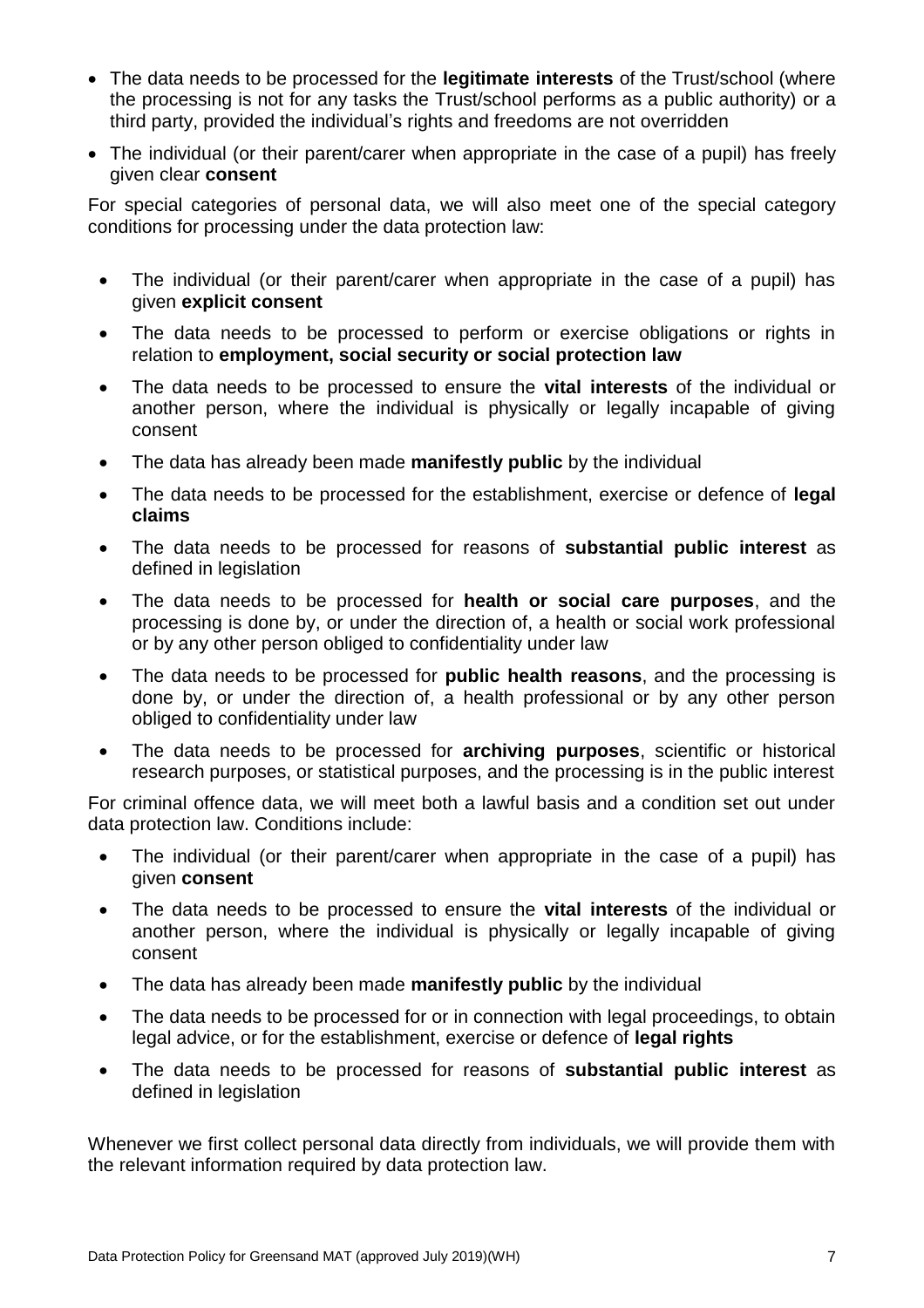- The data needs to be processed for the **legitimate interests** of the Trust/school (where the processing is not for any tasks the Trust/school performs as a public authority) or a third party, provided the individual's rights and freedoms are not overridden
- The individual (or their parent/carer when appropriate in the case of a pupil) has freely given clear **consent**

For special categories of personal data, we will also meet one of the special category conditions for processing under the data protection law:

- The individual (or their parent/carer when appropriate in the case of a pupil) has given **explicit consent**
- The data needs to be processed to perform or exercise obligations or rights in relation to **employment, social security or social protection law**
- The data needs to be processed to ensure the **vital interests** of the individual or another person, where the individual is physically or legally incapable of giving consent
- The data has already been made **manifestly public** by the individual
- The data needs to be processed for the establishment, exercise or defence of **legal claims**
- The data needs to be processed for reasons of **substantial public interest** as defined in legislation
- The data needs to be processed for **health or social care purposes**, and the processing is done by, or under the direction of, a health or social work professional or by any other person obliged to confidentiality under law
- The data needs to be processed for **public health reasons**, and the processing is done by, or under the direction of, a health professional or by any other person obliged to confidentiality under law
- The data needs to be processed for **archiving purposes**, scientific or historical research purposes, or statistical purposes, and the processing is in the public interest

For criminal offence data, we will meet both a lawful basis and a condition set out under data protection law. Conditions include:

- The individual (or their parent/carer when appropriate in the case of a pupil) has given **consent**
- The data needs to be processed to ensure the **vital interests** of the individual or another person, where the individual is physically or legally incapable of giving consent
- The data has already been made **manifestly public** by the individual
- The data needs to be processed for or in connection with legal proceedings, to obtain legal advice, or for the establishment, exercise or defence of **legal rights**
- The data needs to be processed for reasons of **substantial public interest** as defined in legislation

Whenever we first collect personal data directly from individuals, we will provide them with the relevant information required by data protection law.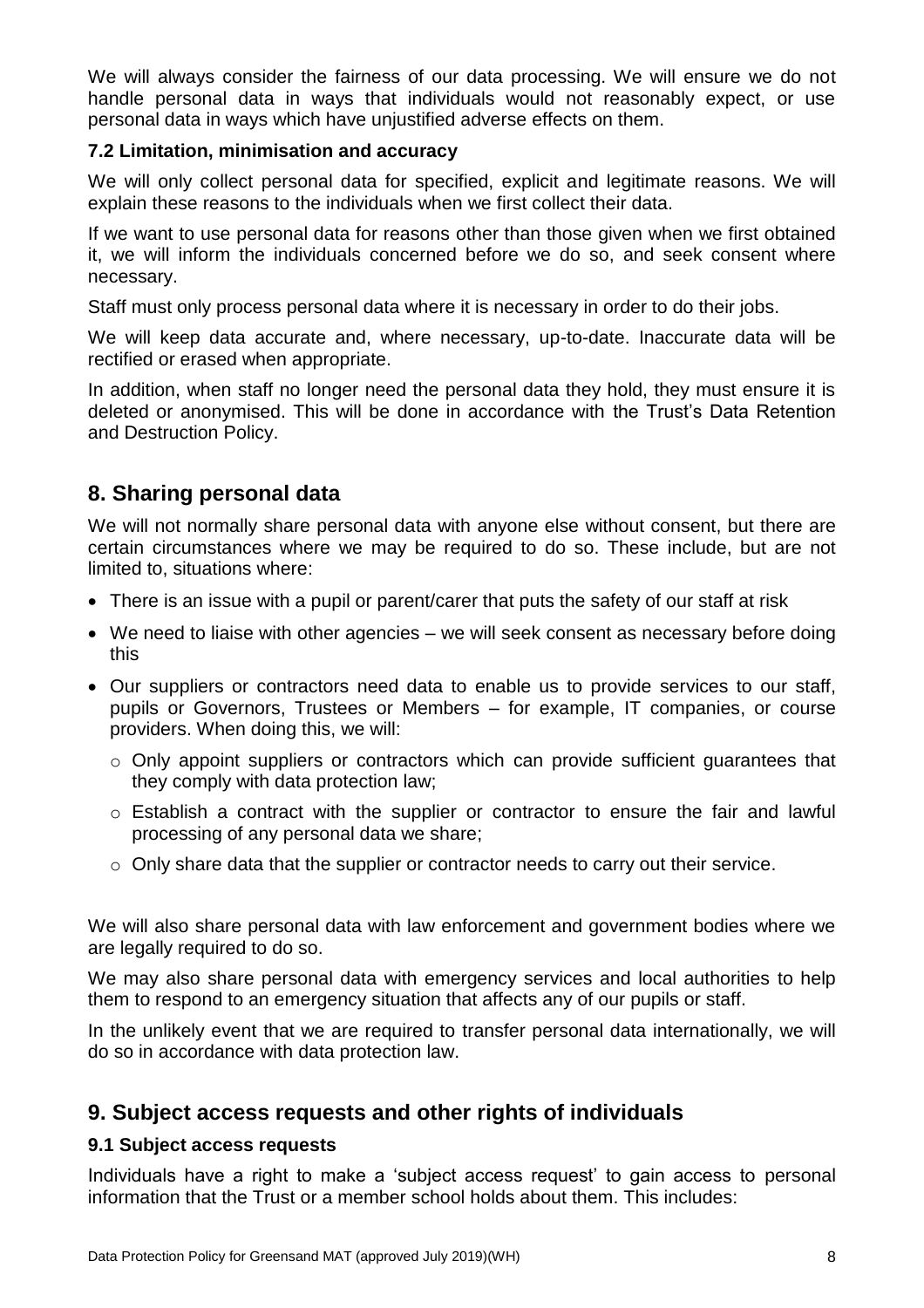We will always consider the fairness of our data processing. We will ensure we do not handle personal data in ways that individuals would not reasonably expect, or use personal data in ways which have unjustified adverse effects on them.

### 7.2 Limitation, minimisation and accuracy

We will only collect personal data for specified, explicit and legitimate reasons. We will explain these reasons to the individuals when we first collect their data.

If we want to use personal data for reasons other than those given when we first obtained it, we will inform the individuals concerned before we do so, and seek consent where necessary.

Staff must only process personal data where it is necessary in order to do their jobs.

We will keep data accurate and, where necessary, up-to-date. Inaccurate data will be rectified or erased when appropriate.

In addition, when staff no longer need the personal data they hold, they must ensure it is deleted or anonymised. This will be done in accordance with the Trust's Data Retention and Destruction Policy.

## 8. Sharing personal data

We will not normally share personal data with anyone else without consent, but there are certain circumstances where we may be required to do so. These include, but are not limited to, situations where:

- There is an issue with a pupil or parent/carer that puts the safety of our staff at risk
- We need to liaise with other agencies – we will seek consent as necessary before doing this
- Our suppliers or contractors need data to enable us to provide services to our staff, pupils or Governors, Trustees or Members – for example, IT companies, or course providers. When doing this, we will:
  - Only appoint suppliers or contractors which can provide sufficient guarantees that they comply with data protection law;
  - Establish a contract with the supplier or contractor to ensure the fair and lawful processing of any personal data we share;
  - Only share data that the supplier or contractor needs to carry out their service.

We will also share personal data with law enforcement and government bodies where we are legally required to do so.

We may also share personal data with emergency services and local authorities to help them to respond to an emergency situation that affects any of our pupils or staff.

In the unlikely event that we are required to transfer personal data internationally, we will do so in accordance with data protection law.

## 9. Subject access requests and other rights of individuals

### 9.1 Subject access requests

Individuals have a right to make a 'subject access request' to gain access to personal information that the Trust or a member school holds about them. This includes: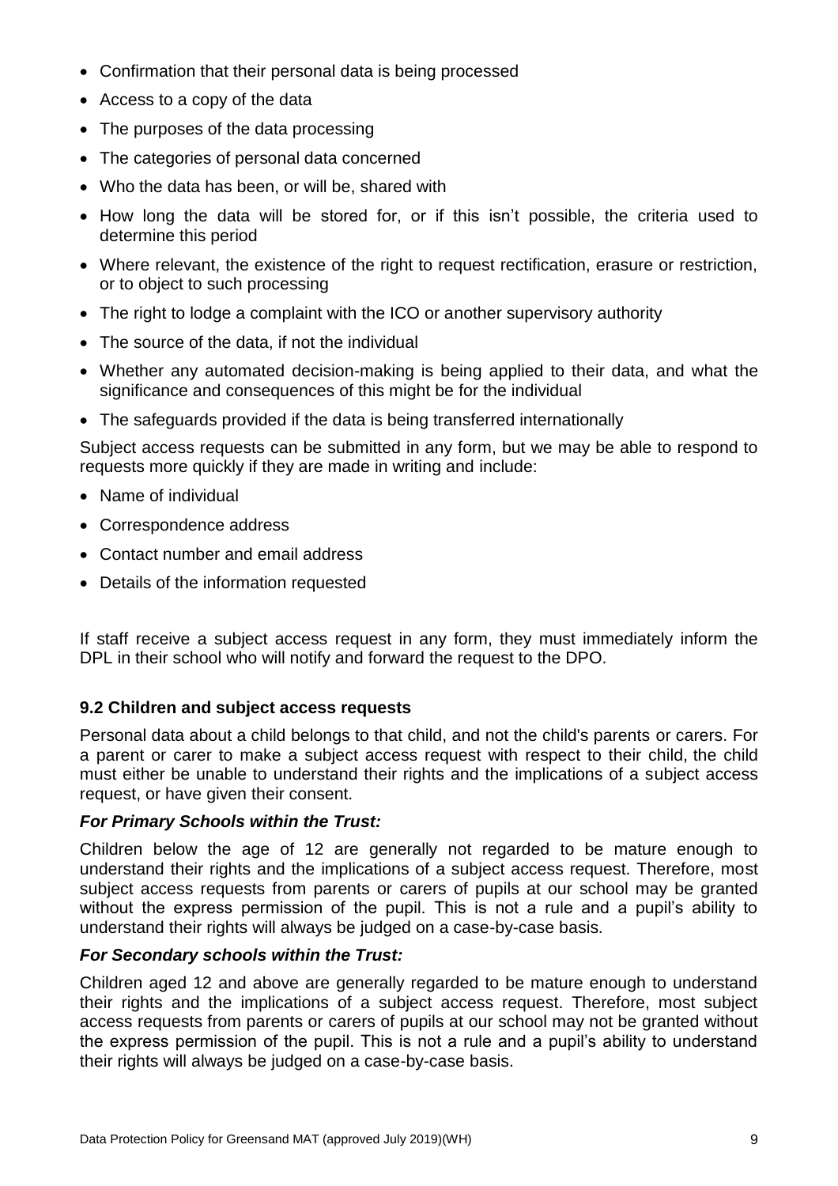- Confirmation that their personal data is being processed
- Access to a copy of the data
- The purposes of the data processing
- The categories of personal data concerned
- Who the data has been, or will be, shared with
- How long the data will be stored for, or if this isn't possible, the criteria used to determine this period
- Where relevant, the existence of the right to request rectification, erasure or restriction, or to object to such processing
- The right to lodge a complaint with the ICO or another supervisory authority
- The source of the data, if not the individual
- Whether any automated decision-making is being applied to their data, and what the significance and consequences of this might be for the individual
- The safeguards provided if the data is being transferred internationally

Subject access requests can be submitted in any form, but we may be able to respond to requests more quickly if they are made in writing and include:

- Name of individual
- Correspondence address
- Contact number and email address
- Details of the information requested

If staff receive a subject access request in any form, they must immediately inform the DPL in their school who will notify and forward the request to the DPO.

**9.2 Children and subject access requests**

Personal data about a child belongs to that child, and not the child's parents or carers. For a parent or carer to make a subject access request with respect to their child, the child must either be unable to understand their rights and the implications of a subject access request, or have given their consent.

***For Primary Schools within the Trust:***

Children below the age of 12 are generally not regarded to be mature enough to understand their rights and the implications of a subject access request. Therefore, most subject access requests from parents or carers of pupils at our school may be granted without the express permission of the pupil. This is not a rule and a pupil's ability to understand their rights will always be judged on a case-by-case basis.

***For Secondary schools within the Trust:***

Children aged 12 and above are generally regarded to be mature enough to understand their rights and the implications of a subject access request. Therefore, most subject access requests from parents or carers of pupils at our school may not be granted without the express permission of the pupil. This is not a rule and a pupil's ability to understand their rights will always be judged on a case-by-case basis.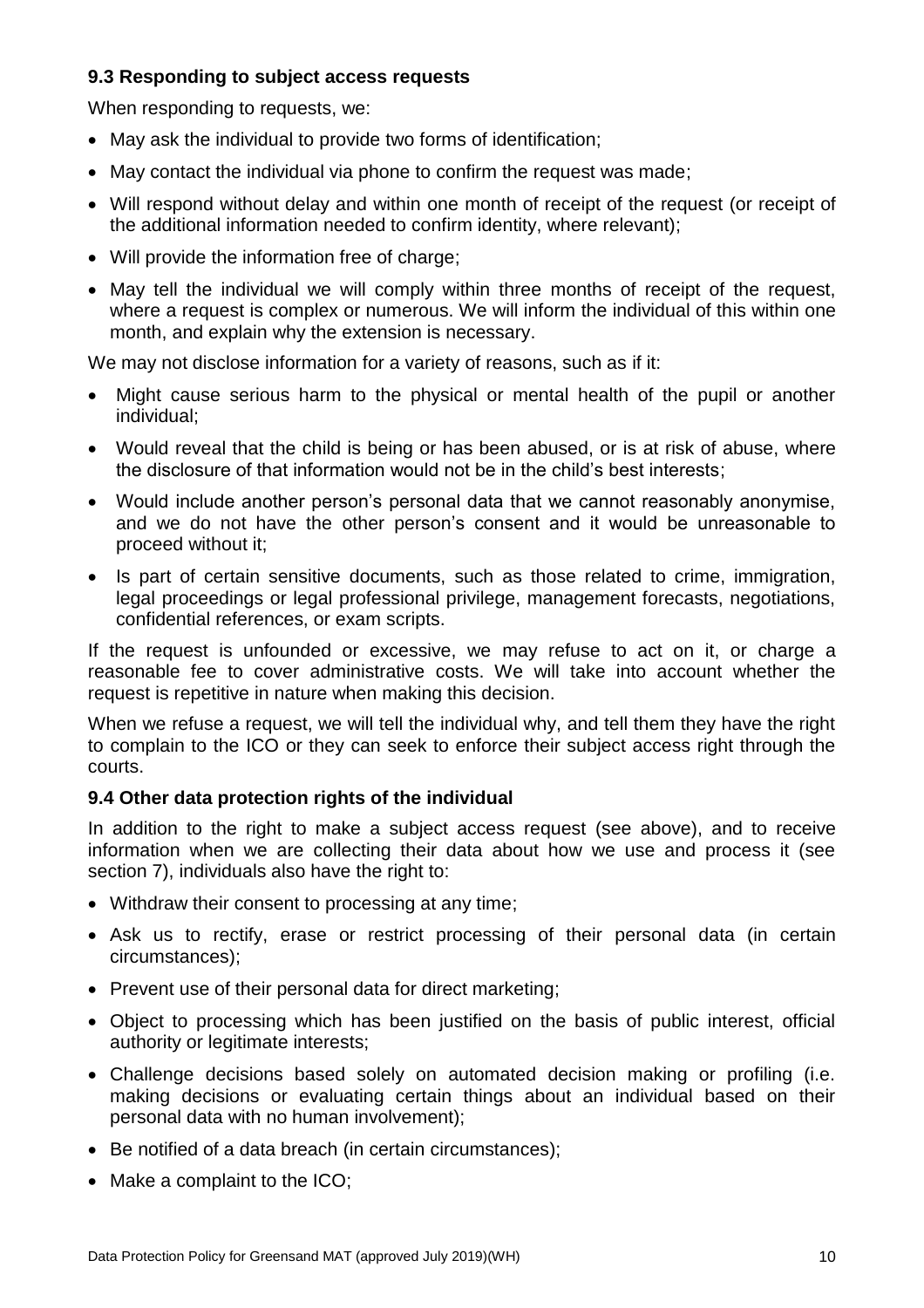### 9.3 Responding to subject access requests

When responding to requests, we:

- May ask the individual to provide two forms of identification;
- May contact the individual via phone to confirm the request was made;
- Will respond without delay and within one month of receipt of the request (or receipt of the additional information needed to confirm identity, where relevant);
- Will provide the information free of charge;
- May tell the individual we will comply within three months of receipt of the request, where a request is complex or numerous. We will inform the individual of this within one month, and explain why the extension is necessary.

We may not disclose information for a variety of reasons, such as if it:

- Might cause serious harm to the physical or mental health of the pupil or another individual;
- Would reveal that the child is being or has been abused, or is at risk of abuse, where the disclosure of that information would not be in the child's best interests;
- Would include another person's personal data that we cannot reasonably anonymise, and we do not have the other person's consent and it would be unreasonable to proceed without it;
- Is part of certain sensitive documents, such as those related to crime, immigration, legal proceedings or legal professional privilege, management forecasts, negotiations, confidential references, or exam scripts.

If the request is unfounded or excessive, we may refuse to act on it, or charge a reasonable fee to cover administrative costs. We will take into account whether the request is repetitive in nature when making this decision.

When we refuse a request, we will tell the individual why, and tell them they have the right to complain to the ICO or they can seek to enforce their subject access right through the courts.

### 9.4 Other data protection rights of the individual

In addition to the right to make a subject access request (see above), and to receive information when we are collecting their data about how we use and process it (see section 7), individuals also have the right to:

- Withdraw their consent to processing at any time;
- Ask us to rectify, erase or restrict processing of their personal data (in certain circumstances);
- Prevent use of their personal data for direct marketing;
- Object to processing which has been justified on the basis of public interest, official authority or legitimate interests;
- Challenge decisions based solely on automated decision making or profiling (i.e. making decisions or evaluating certain things about an individual based on their personal data with no human involvement);
- Be notified of a data breach (in certain circumstances);
- Make a complaint to the ICO;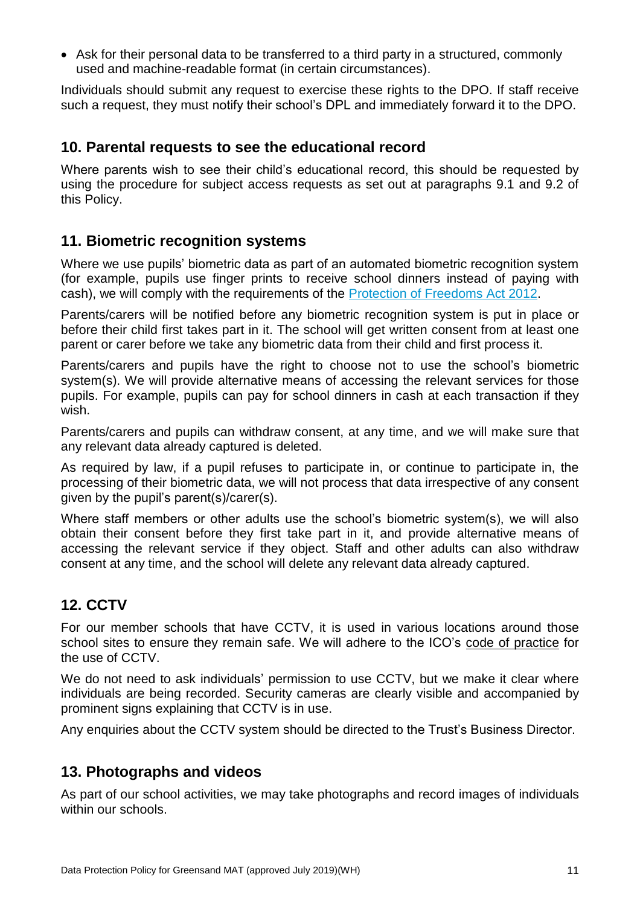- Ask for their personal data to be transferred to a third party in a structured, commonly used and machine-readable format (in certain circumstances).

Individuals should submit any request to exercise these rights to the DPO. If staff receive such a request, they must notify their school's DPL and immediately forward it to the DPO.

## 10. Parental requests to see the educational record

Where parents wish to see their child's educational record, this should be requested by using the procedure for subject access requests as set out at paragraphs 9.1 and 9.2 of this Policy.

## 11. Biometric recognition systems

Where we use pupils' biometric data as part of an automated biometric recognition system (for example, pupils use finger prints to receive school dinners instead of paying with cash), we will comply with the requirements of the Protection of Freedoms Act 2012.

Parents/carers will be notified before any biometric recognition system is put in place or before their child first takes part in it. The school will get written consent from at least one parent or carer before we take any biometric data from their child and first process it.

Parents/carers and pupils have the right to choose not to use the school's biometric system(s). We will provide alternative means of accessing the relevant services for those pupils. For example, pupils can pay for school dinners in cash at each transaction if they wish.

Parents/carers and pupils can withdraw consent, at any time, and we will make sure that any relevant data already captured is deleted.

As required by law, if a pupil refuses to participate in, or continue to participate in, the processing of their biometric data, we will not process that data irrespective of any consent given by the pupil's parent(s)/carer(s).

Where staff members or other adults use the school's biometric system(s), we will also obtain their consent before they first take part in it, and provide alternative means of accessing the relevant service if they object. Staff and other adults can also withdraw consent at any time, and the school will delete any relevant data already captured.

## 12. CCTV

For our member schools that have CCTV, it is used in various locations around those school sites to ensure they remain safe. We will adhere to the ICO's code of practice for the use of CCTV.

We do not need to ask individuals' permission to use CCTV, but we make it clear where individuals are being recorded. Security cameras are clearly visible and accompanied by prominent signs explaining that CCTV is in use.

Any enquiries about the CCTV system should be directed to the Trust's Business Director.

## 13. Photographs and videos

As part of our school activities, we may take photographs and record images of individuals within our schools.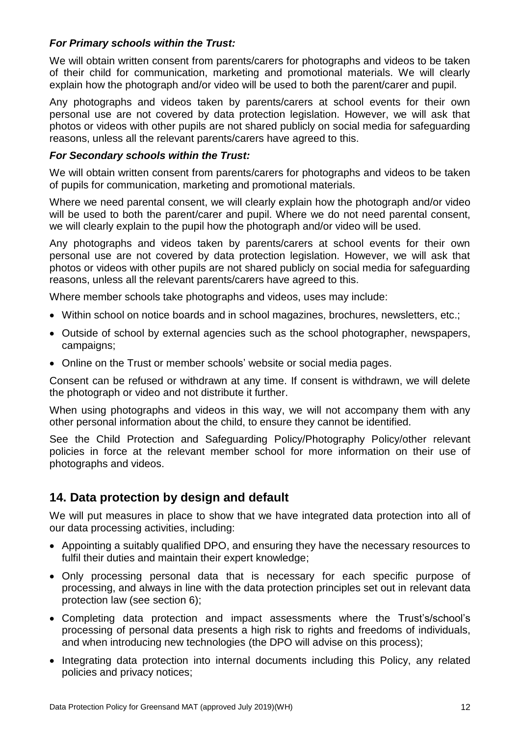***For Primary schools within the Trust:***

We will obtain written consent from parents/carers for photographs and videos to be taken of their child for communication, marketing and promotional materials. We will clearly explain how the photograph and/or video will be used to both the parent/carer and pupil.

Any photographs and videos taken by parents/carers at school events for their own personal use are not covered by data protection legislation. However, we will ask that photos or videos with other pupils are not shared publicly on social media for safeguarding reasons, unless all the relevant parents/carers have agreed to this.

***For Secondary schools within the Trust:***

We will obtain written consent from parents/carers for photographs and videos to be taken of pupils for communication, marketing and promotional materials.

Where we need parental consent, we will clearly explain how the photograph and/or video will be used to both the parent/carer and pupil. Where we do not need parental consent, we will clearly explain to the pupil how the photograph and/or video will be used.

Any photographs and videos taken by parents/carers at school events for their own personal use are not covered by data protection legislation. However, we will ask that photos or videos with other pupils are not shared publicly on social media for safeguarding reasons, unless all the relevant parents/carers have agreed to this.

Where member schools take photographs and videos, uses may include:

- Within school on notice boards and in school magazines, brochures, newsletters, etc.;
- Outside of school by external agencies such as the school photographer, newspapers, campaigns;
- Online on the Trust or member schools' website or social media pages.

Consent can be refused or withdrawn at any time. If consent is withdrawn, we will delete the photograph or video and not distribute it further.

When using photographs and videos in this way, we will not accompany them with any other personal information about the child, to ensure they cannot be identified.

See the Child Protection and Safeguarding Policy/Photography Policy/other relevant policies in force at the relevant member school for more information on their use of photographs and videos.

## 14. Data protection by design and default

We will put measures in place to show that we have integrated data protection into all of our data processing activities, including:

- Appointing a suitably qualified DPO, and ensuring they have the necessary resources to fulfil their duties and maintain their expert knowledge;
- Only processing personal data that is necessary for each specific purpose of processing, and always in line with the data protection principles set out in relevant data protection law (see section 6);
- Completing data protection and impact assessments where the Trust's/school's processing of personal data presents a high risk to rights and freedoms of individuals, and when introducing new technologies (the DPO will advise on this process);
- Integrating data protection into internal documents including this Policy, any related policies and privacy notices;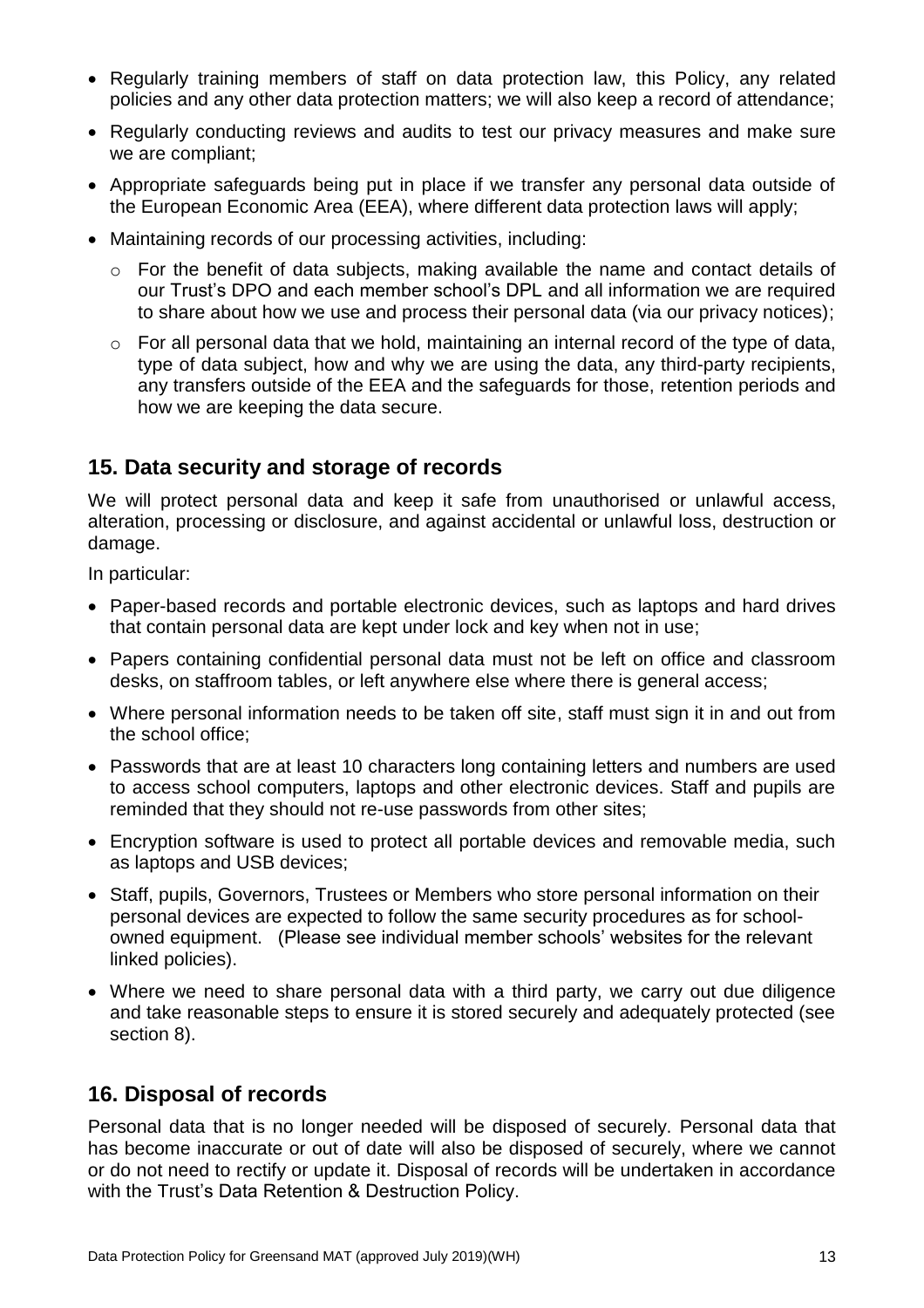- Regularly training members of staff on data protection law, this Policy, any related policies and any other data protection matters; we will also keep a record of attendance;
- Regularly conducting reviews and audits to test our privacy measures and make sure we are compliant;
- Appropriate safeguards being put in place if we transfer any personal data outside of the European Economic Area (EEA), where different data protection laws will apply;
- Maintaining records of our processing activities, including:
  - For the benefit of data subjects, making available the name and contact details of our Trust's DPO and each member school's DPL and all information we are required to share about how we use and process their personal data (via our privacy notices);
  - For all personal data that we hold, maintaining an internal record of the type of data, type of data subject, how and why we are using the data, any third-party recipients, any transfers outside of the EEA and the safeguards for those, retention periods and how we are keeping the data secure.

## 15. Data security and storage of records

We will protect personal data and keep it safe from unauthorised or unlawful access, alteration, processing or disclosure, and against accidental or unlawful loss, destruction or damage.

In particular:

- Paper-based records and portable electronic devices, such as laptops and hard drives that contain personal data are kept under lock and key when not in use;
- Papers containing confidential personal data must not be left on office and classroom desks, on staffroom tables, or left anywhere else where there is general access;
- Where personal information needs to be taken off site, staff must sign it in and out from the school office;
- Passwords that are at least 10 characters long containing letters and numbers are used to access school computers, laptops and other electronic devices. Staff and pupils are reminded that they should not re-use passwords from other sites;
- Encryption software is used to protect all portable devices and removable media, such as laptops and USB devices;
- Staff, pupils, Governors, Trustees or Members who store personal information on their personal devices are expected to follow the same security procedures as for school-owned equipment. (Please see individual member schools' websites for the relevant linked policies).
- Where we need to share personal data with a third party, we carry out due diligence and take reasonable steps to ensure it is stored securely and adequately protected (see section 8).

## 16. Disposal of records

Personal data that is no longer needed will be disposed of securely. Personal data that has become inaccurate or out of date will also be disposed of securely, where we cannot or do not need to rectify or update it. Disposal of records will be undertaken in accordance with the Trust's Data Retention & Destruction Policy.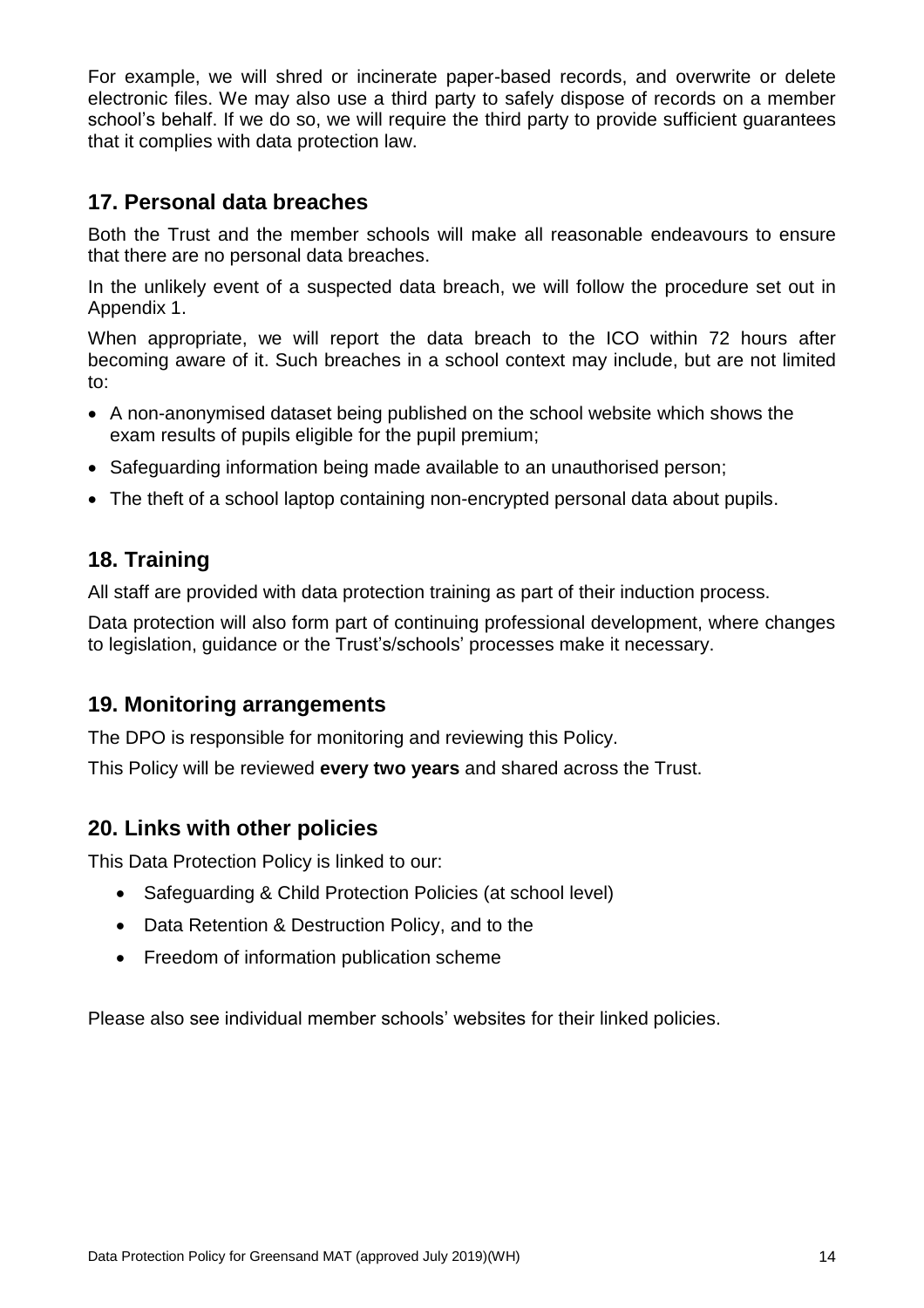For example, we will shred or incinerate paper-based records, and overwrite or delete electronic files. We may also use a third party to safely dispose of records on a member school's behalf. If we do so, we will require the third party to provide sufficient guarantees that it complies with data protection law.

## 17. Personal data breaches

Both the Trust and the member schools will make all reasonable endeavours to ensure that there are no personal data breaches.

In the unlikely event of a suspected data breach, we will follow the procedure set out in Appendix 1.

When appropriate, we will report the data breach to the ICO within 72 hours after becoming aware of it. Such breaches in a school context may include, but are not limited to:

- A non-anonymised dataset being published on the school website which shows the exam results of pupils eligible for the pupil premium;
- Safeguarding information being made available to an unauthorised person;
- The theft of a school laptop containing non-encrypted personal data about pupils.

## 18. Training

All staff are provided with data protection training as part of their induction process.

Data protection will also form part of continuing professional development, where changes to legislation, guidance or the Trust's/schools' processes make it necessary.

## 19. Monitoring arrangements

The DPO is responsible for monitoring and reviewing this Policy.

This Policy will be reviewed **every two years** and shared across the Trust.

## 20. Links with other policies

This Data Protection Policy is linked to our:

- Safeguarding & Child Protection Policies (at school level)
- Data Retention & Destruction Policy, and to the
- Freedom of information publication scheme

Please also see individual member schools' websites for their linked policies.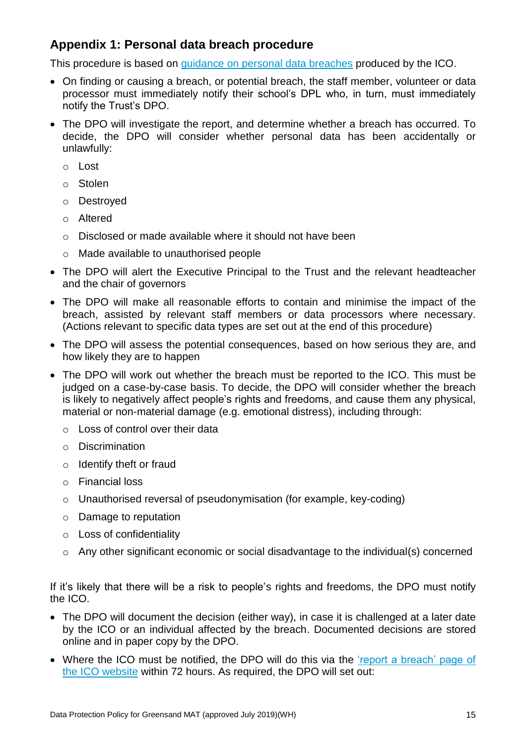## Appendix 1: Personal data breach procedure

This procedure is based on [guidance on personal data breaches](#) produced by the ICO.

- On finding or causing a breach, or potential breach, the staff member, volunteer or data processor must immediately notify their school's DPL who, in turn, must immediately notify the Trust's DPO.
- The DPO will investigate the report, and determine whether a breach has occurred. To decide, the DPO will consider whether personal data has been accidentally or unlawfully:
  - Lost
  - Stolen
  - Destroyed
  - Altered
  - Disclosed or made available where it should not have been
  - Made available to unauthorised people
- The DPO will alert the Executive Principal to the Trust and the relevant headteacher and the chair of governors
- The DPO will make all reasonable efforts to contain and minimise the impact of the breach, assisted by relevant staff members or data processors where necessary. (Actions relevant to specific data types are set out at the end of this procedure)
- The DPO will assess the potential consequences, based on how serious they are, and how likely they are to happen
- The DPO will work out whether the breach must be reported to the ICO. This must be judged on a case-by-case basis. To decide, the DPO will consider whether the breach is likely to negatively affect people's rights and freedoms, and cause them any physical, material or non-material damage (e.g. emotional distress), including through:
  - Loss of control over their data
  - Discrimination
  - Identify theft or fraud
  - Financial loss
  - Unauthorised reversal of pseudonymisation (for example, key-coding)
  - Damage to reputation
  - Loss of confidentiality
  - Any other significant economic or social disadvantage to the individual(s) concerned

If it's likely that there will be a risk to people's rights and freedoms, the DPO must notify the ICO.

- The DPO will document the decision (either way), in case it is challenged at a later date by the ICO or an individual affected by the breach. Documented decisions are stored online and in paper copy by the DPO.
- Where the ICO must be notified, the DPO will do this via the ['report a breach' page of the ICO website](#) within 72 hours. As required, the DPO will set out: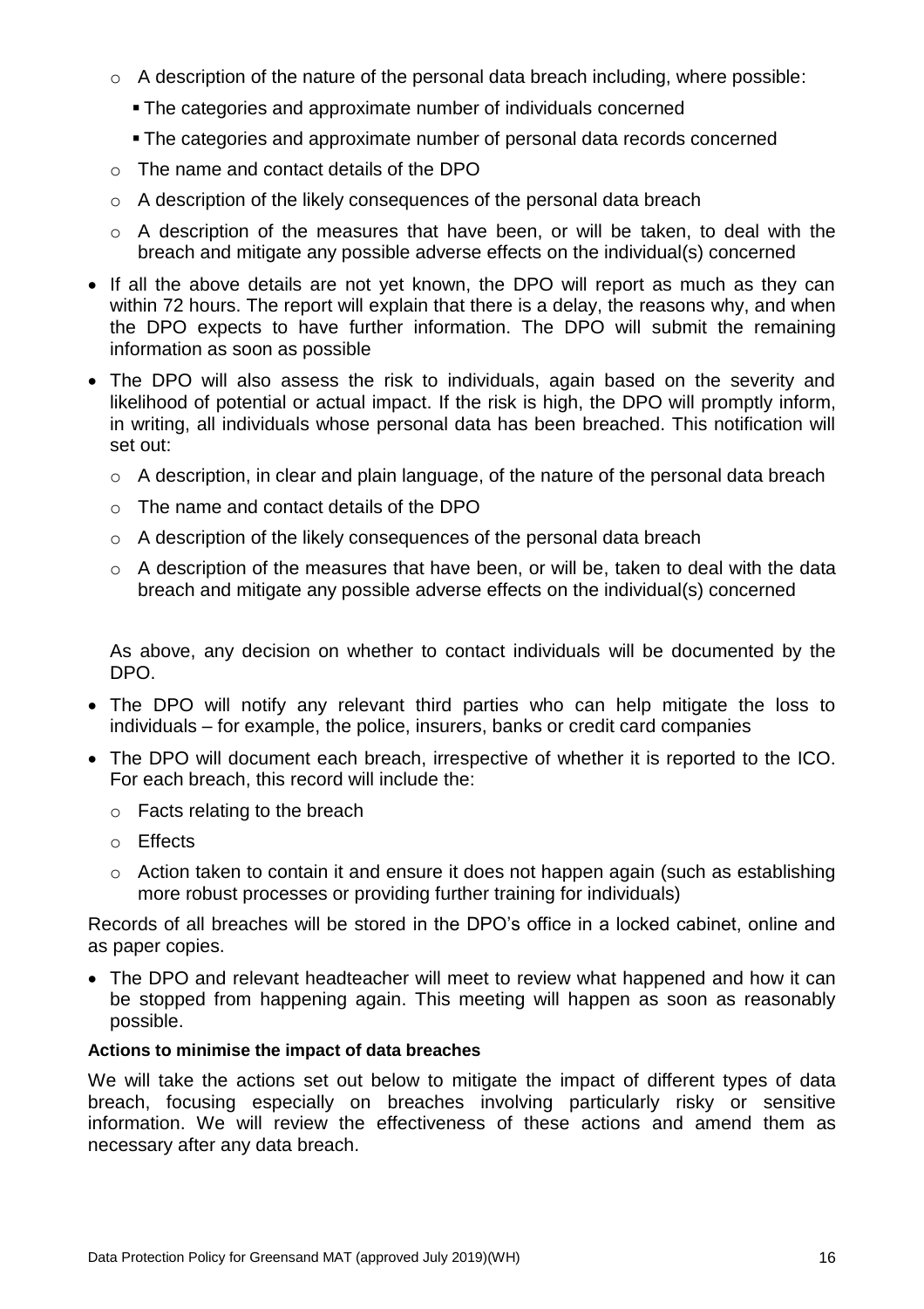- A description of the nature of the personal data breach including, where possible:
        - The categories and approximate number of individuals concerned
        - The categories and approximate number of personal data records concerned
    - The name and contact details of the DPO
    - A description of the likely consequences of the personal data breach
    - A description of the measures that have been, or will be taken, to deal with the breach and mitigate any possible adverse effects on the individual(s) concerned

- If all the above details are not yet known, the DPO will report as much as they can within 72 hours. The report will explain that there is a delay, the reasons why, and when the DPO expects to have further information. The DPO will submit the remaining information as soon as possible
- The DPO will also assess the risk to individuals, again based on the severity and likelihood of potential or actual impact. If the risk is high, the DPO will promptly inform, in writing, all individuals whose personal data has been breached. This notification will set out:
    - A description, in clear and plain language, of the nature of the personal data breach
    - The name and contact details of the DPO
    - A description of the likely consequences of the personal data breach
    - A description of the measures that have been, or will be, taken to deal with the data breach and mitigate any possible adverse effects on the individual(s) concerned

  As above, any decision on whether to contact individuals will be documented by the DPO.

- The DPO will notify any relevant third parties who can help mitigate the loss to individuals – for example, the police, insurers, banks or credit card companies
- The DPO will document each breach, irrespective of whether it is reported to the ICO. For each breach, this record will include the:
    - Facts relating to the breach
    - Effects
    - Action taken to contain it and ensure it does not happen again (such as establishing more robust processes or providing further training for individuals)

Records of all breaches will be stored in the DPO's office in a locked cabinet, online and as paper copies.

- The DPO and relevant headteacher will meet to review what happened and how it can be stopped from happening again. This meeting will happen as soon as reasonably possible.

**Actions to minimise the impact of data breaches**

We will take the actions set out below to mitigate the impact of different types of data breach, focusing especially on breaches involving particularly risky or sensitive information. We will review the effectiveness of these actions and amend them as necessary after any data breach.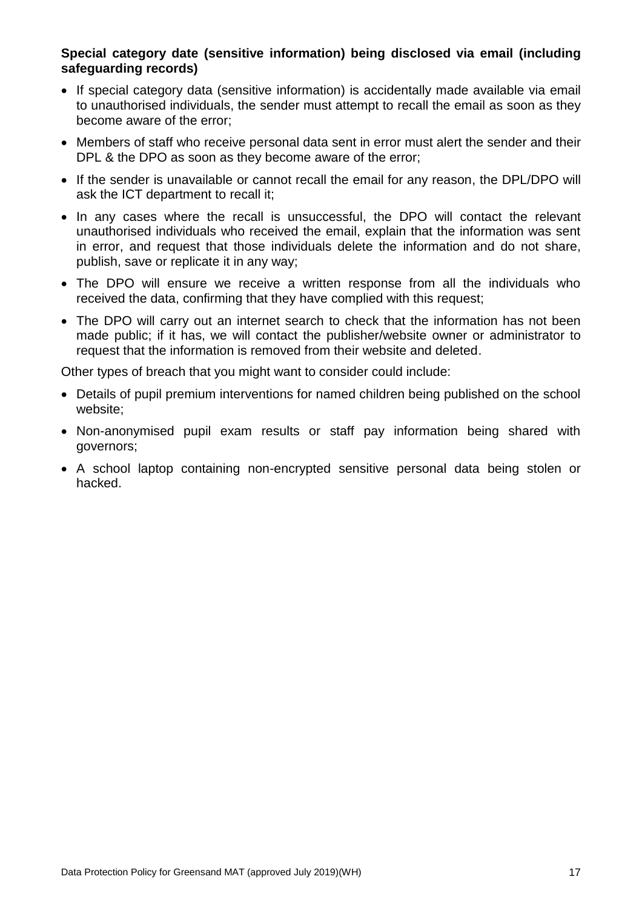**Special category date (sensitive information) being disclosed via email (including safeguarding records)**

- If special category data (sensitive information) is accidentally made available via email to unauthorised individuals, the sender must attempt to recall the email as soon as they become aware of the error;
- Members of staff who receive personal data sent in error must alert the sender and their DPL & the DPO as soon as they become aware of the error;
- If the sender is unavailable or cannot recall the email for any reason, the DPL/DPO will ask the ICT department to recall it;
- In any cases where the recall is unsuccessful, the DPO will contact the relevant unauthorised individuals who received the email, explain that the information was sent in error, and request that those individuals delete the information and do not share, publish, save or replicate it in any way;
- The DPO will ensure we receive a written response from all the individuals who received the data, confirming that they have complied with this request;
- The DPO will carry out an internet search to check that the information has not been made public; if it has, we will contact the publisher/website owner or administrator to request that the information is removed from their website and deleted.

Other types of breach that you might want to consider could include:

- Details of pupil premium interventions for named children being published on the school website;
- Non-anonymised pupil exam results or staff pay information being shared with governors;
- A school laptop containing non-encrypted sensitive personal data being stolen or hacked.